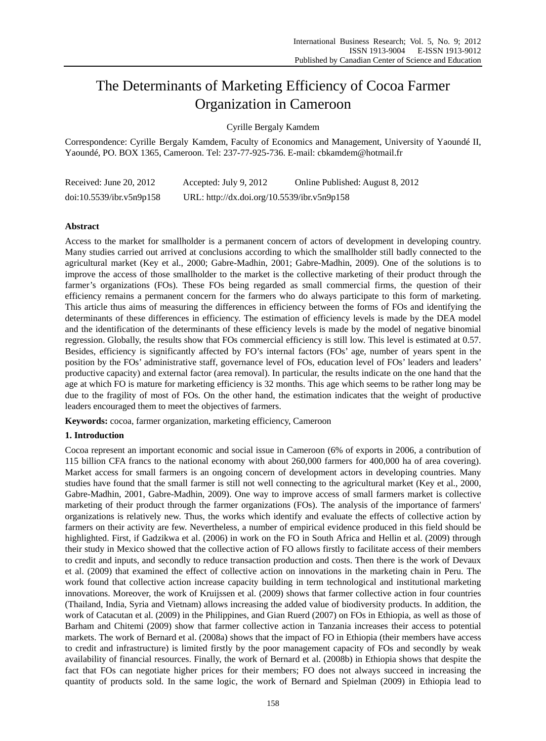# The Determinants of Marketing Efficiency of Cocoa Farmer Organization in Cameroon

Cyrille Bergaly Kamdem

Correspondence: Cyrille Bergaly Kamdem, Faculty of Economics and Management, University of Yaoundé II, Yaoundé, PO. BOX 1365, Cameroon. Tel: 237-77-925-736. E-mail: cbkamdem@hotmail.fr

Received: June 20, 2012 Accepted: July 9, 2012 Online Published: August 8, 2012

doi:10.5539/ibr.v5n9p158 URL: http://dx.doi.org/10.5539/ibr.v5n9p158

## Abstract

Access to the market for smallholder is a permanent concern of actors of development in developing country. Many studies carried out arrived at conclusions according to which the smallholder still badly connected to the agricultural market (Key et al., 2000; Gabre-Madhin, 2001; Gabre-Madhin, 2009). One of the solutions is to improve the access of those smallholder to the market is the collective marketing of their product through the farmer's organizations (FOs). These FOs being regarded as small commercial firms, the question of their efficiency remains a permanent concern for the farmers who do always participate to this form of marketing. This article thus aims of measuring the differences in efficiency between the forms of FOs and identifying the determinants of these differences in efficiency. The estimation of efficiency levels is made by the DEA model and the identification of the determinants of these efficiency levels is made by the model of negative binomial regression. Globally, the results show that FOs commercial efficiency is still low. This level is estimated at 0.57. Besides, efficiency is significantly affected by FO's internal factors (FOs' age, number of years spent in the position by the FOs' administrative staff, governance level of FOs, education level of FOs' leaders and leaders' productive capacity) and external factor (area removal). In particular, the results indicate on the one hand that the age at which FO is mature for marketing efficiency is 32 months. This age which seems to be rather long may be due to the fragility of most of FOs. On the other hand, the estimation indicates that the weight of productive leaders encouraged them to meet the objectives of farmers.

**Keywords:** cocoa, farmer organization, marketing efficiency, Cameroon

## 1. Introduction

Cocoa represent an important economic and social issue in Cameroon (6% of exports in 2006, a contribution of 115 billion CFA francs to the national economy with about 260,000 farmers for 400,000 ha of area covering). Market access for small farmers is an ongoing concern of development actors in developing countries. Many studies have found that the small farmer is still not well connecting to the agricultural market (Key et al., 2000, Gabre-Madhin, 2001, Gabre-Madhin, 2009). One way to improve access of small farmers market is collective marketing of their product through the farmer organizations (FOs). The analysis of the importance of farmers' organizations is relatively new. Thus, the works which identify and evaluate the effects of collective action by farmers on their activity are few. Nevertheless, a number of empirical evidence produced in this field should be highlighted. First, if Gadzikwa et al. (2006) in work on the FO in South Africa and Hellin et al. (2009) through their study in Mexico showed that the collective action of FO allows firstly to facilitate access of their members to credit and inputs, and secondly to reduce transaction production and costs. Then there is the work of Devaux et al. (2009) that examined the effect of collective action on innovations in the marketing chain in Peru. The work found that collective action increase capacity building in term technological and institutional marketing innovations. Moreover, the work of Kruijssen et al. (2009) shows that farmer collective action in four countries (Thailand, India, Syria and Vietnam) allows increasing the added value of biodiversity products. In addition, the work of Catacutan et al. (2009) in the Philippines, and Gian Ruerd (2007) on FOs in Ethiopia, as well as those of Barham and Chitemi (2009) show that farmer collective action in Tanzania increases their access to potential markets. The work of Bernard et al. (2008a) shows that the impact of FO in Ethiopia (their members have access to credit and infrastructure) is limited firstly by the poor management capacity of FOs and secondly by weak availability of financial resources. Finally, the work of Bernard et al. (2008b) in Ethiopia shows that despite the fact that FOs can negotiate higher prices for their members; FO does not always succeed in increasing the quantity of products sold. In the same logic, the work of Bernard and Spielman (2009) in Ethiopia lead to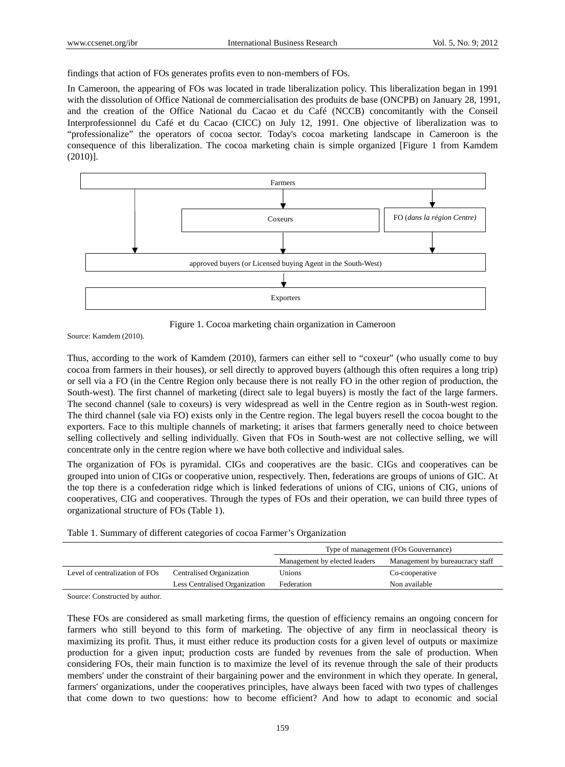findings that action of FOs generates profits even to non-members of FOs.

In Cameroon, the appearing of FOs was located in trade liberalization policy. This liberalization began in 1991 with the dissolution of Office National de commercialisation des produits de base (ONCPB) on January 28, 1991, and the creation of the Office National du Cacao et du Café (NCCB) concomitantly with the Conseil Interprofessionnel du Café et du Cacao (CICC) on July 12, 1991. One objective of liberalization was to "professionalize" the operators of cocoa sector. Today's cocoa marketing landscape in Cameroon is the consequence of this liberalization. The cocoa marketing chain is simple organized [Figure 1 from Kamdem (2010)].

Farmers

Coxeurs

FO (*dans la région Centre)*

approved buyers (or Licensed buying Agent in the South-West)

Exporters

Figure 1. Cocoa marketing chain organization in Cameroon

Source: Kamdem (2010).

Thus, according to the work of Kamdem (2010), farmers can either sell to "coxeur" (who usually come to buy cocoa from farmers in their houses), or sell directly to approved buyers (although this often requires a long trip) or sell via a FO (in the Centre Region only because there is not really FO in the other region of production, the South-west). The first channel of marketing (direct sale to legal buyers) is mostly the fact of the large farmers. The second channel (sale to coxeurs) is very widespread as well in the Centre region as in South-west region. The third channel (sale via FO) exists only in the Centre region. The legal buyers resell the cocoa bought to the exporters. Face to this multiple channels of marketing; it arises that farmers generally need to choice between selling collectively and selling individually. Given that FOs in South-west are not collective selling, we will concentrate only in the centre region where we have both collective and individual sales.

The organization of FOs is pyramidal. CIGs and cooperatives are the basic. CIGs and cooperatives can be grouped into union of CIGs or cooperative union, respectively. Then, federations are groups of unions of GIC. At the top there is a confederation ridge which is linked federations of unions of CIG, unions of CIG, unions of cooperatives, CIG and cooperatives. Through the types of FOs and their operation, we can build three types of organizational structure of FOs (Table 1).

Table 1. Summary of different categories of cocoa Farmer's Organization

| | | Type of management (FOs Gouvernance) | |
|---|---|---|---|
| | | Management by elected leaders | Management by bureaucracy staff |
| Level of centralization of FOs | Centralised Organization | Unions | Co-cooperative |
| | Less Centralised Organization | Federation | Non available |

Source: Constructed by author.

These FOs are considered as small marketing firms, the question of efficiency remains an ongoing concern for farmers who still beyond to this form of marketing. The objective of any firm in neoclassical theory is maximizing its profit. Thus, it must either reduce its production costs for a given level of outputs or maximize production for a given input; production costs are funded by revenues from the sale of production. When considering FOs, their main function is to maximize the level of its revenue through the sale of their products members' under the constraint of their bargaining power and the environment in which they operate. In general, farmers' organizations, under the cooperatives principles, have always been faced with two types of challenges that come down to two questions: how to become efficient? And how to adapt to economic and social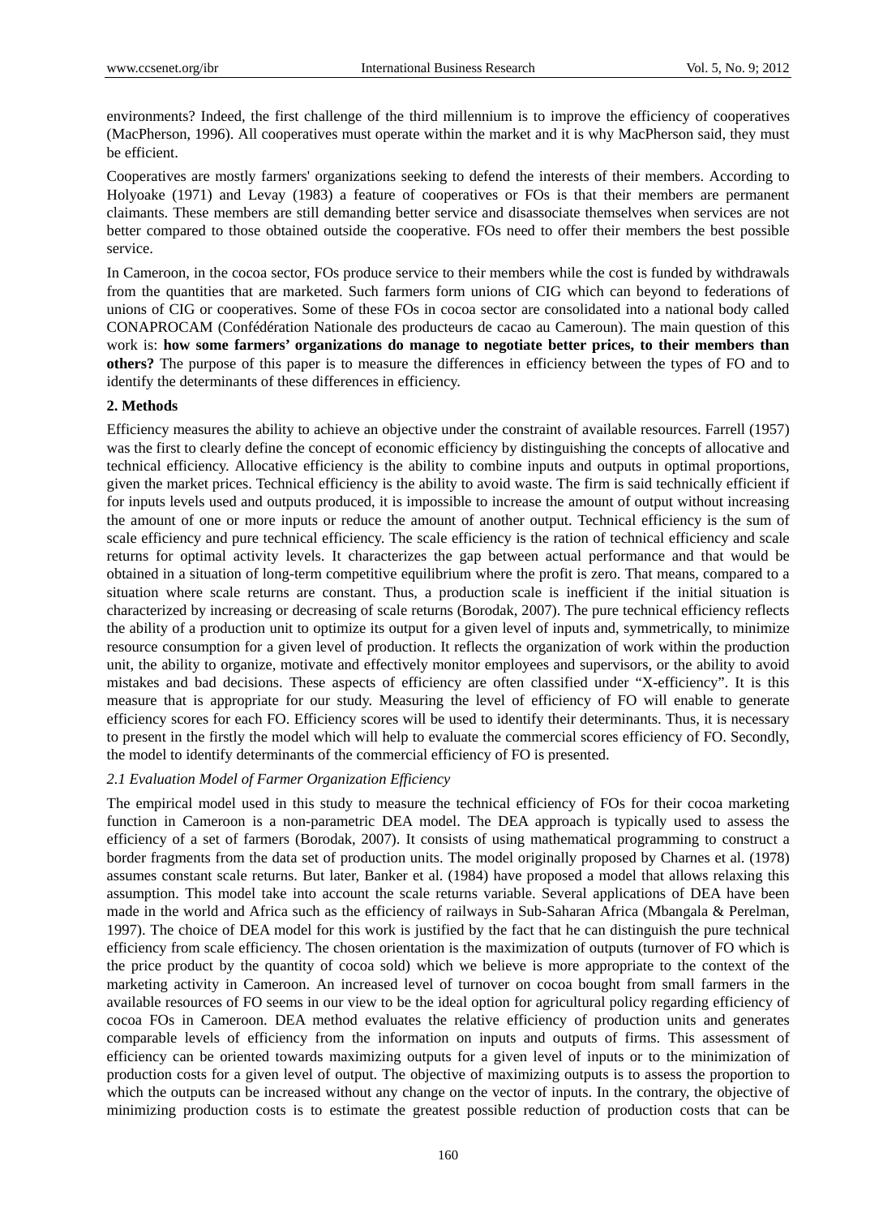environments? Indeed, the first challenge of the third millennium is to improve the efficiency of cooperatives (MacPherson, 1996). All cooperatives must operate within the market and it is why MacPherson said, they must be efficient.

Cooperatives are mostly farmers' organizations seeking to defend the interests of their members. According to Holyoake (1971) and Levay (1983) a feature of cooperatives or FOs is that their members are permanent claimants. These members are still demanding better service and disassociate themselves when services are not better compared to those obtained outside the cooperative. FOs need to offer their members the best possible service.

In Cameroon, in the cocoa sector, FOs produce service to their members while the cost is funded by withdrawals from the quantities that are marketed. Such farmers form unions of CIG which can beyond to federations of unions of CIG or cooperatives. Some of these FOs in cocoa sector are consolidated into a national body called CONAPROCAM (Confédération Nationale des producteurs de cacao au Cameroun). The main question of this work is: **how some farmers' organizations do manage to negotiate better prices, to their members than others?** The purpose of this paper is to measure the differences in efficiency between the types of FO and to identify the determinants of these differences in efficiency.

## 2. Methods

Efficiency measures the ability to achieve an objective under the constraint of available resources. Farrell (1957) was the first to clearly define the concept of economic efficiency by distinguishing the concepts of allocative and technical efficiency. Allocative efficiency is the ability to combine inputs and outputs in optimal proportions, given the market prices. Technical efficiency is the ability to avoid waste. The firm is said technically efficient if for inputs levels used and outputs produced, it is impossible to increase the amount of output without increasing the amount of one or more inputs or reduce the amount of another output. Technical efficiency is the sum of scale efficiency and pure technical efficiency. The scale efficiency is the ration of technical efficiency and scale returns for optimal activity levels. It characterizes the gap between actual performance and that would be obtained in a situation of long-term competitive equilibrium where the profit is zero. That means, compared to a situation where scale returns are constant. Thus, a production scale is inefficient if the initial situation is characterized by increasing or decreasing of scale returns (Borodak, 2007). The pure technical efficiency reflects the ability of a production unit to optimize its output for a given level of inputs and, symmetrically, to minimize resource consumption for a given level of production. It reflects the organization of work within the production unit, the ability to organize, motivate and effectively monitor employees and supervisors, or the ability to avoid mistakes and bad decisions. These aspects of efficiency are often classified under "X-efficiency". It is this measure that is appropriate for our study. Measuring the level of efficiency of FO will enable to generate efficiency scores for each FO. Efficiency scores will be used to identify their determinants. Thus, it is necessary to present in the firstly the model which will help to evaluate the commercial scores efficiency of FO. Secondly, the model to identify determinants of the commercial efficiency of FO is presented.

### *2.1 Evaluation Model of Farmer Organization Efficiency*

The empirical model used in this study to measure the technical efficiency of FOs for their cocoa marketing function in Cameroon is a non-parametric DEA model. The DEA approach is typically used to assess the efficiency of a set of farmers (Borodak, 2007). It consists of using mathematical programming to construct a border fragments from the data set of production units. The model originally proposed by Charnes et al. (1978) assumes constant scale returns. But later, Banker et al. (1984) have proposed a model that allows relaxing this assumption. This model take into account the scale returns variable. Several applications of DEA have been made in the world and Africa such as the efficiency of railways in Sub-Saharan Africa (Mbangala & Perelman, 1997). The choice of DEA model for this work is justified by the fact that he can distinguish the pure technical efficiency from scale efficiency. The chosen orientation is the maximization of outputs (turnover of FO which is the price product by the quantity of cocoa sold) which we believe is more appropriate to the context of the marketing activity in Cameroon. An increased level of turnover on cocoa bought from small farmers in the available resources of FO seems in our view to be the ideal option for agricultural policy regarding efficiency of cocoa FOs in Cameroon. DEA method evaluates the relative efficiency of production units and generates comparable levels of efficiency from the information on inputs and outputs of firms. This assessment of efficiency can be oriented towards maximizing outputs for a given level of inputs or to the minimization of production costs for a given level of output. The objective of maximizing outputs is to assess the proportion to which the outputs can be increased without any change on the vector of inputs. In the contrary, the objective of minimizing production costs is to estimate the greatest possible reduction of production costs that can be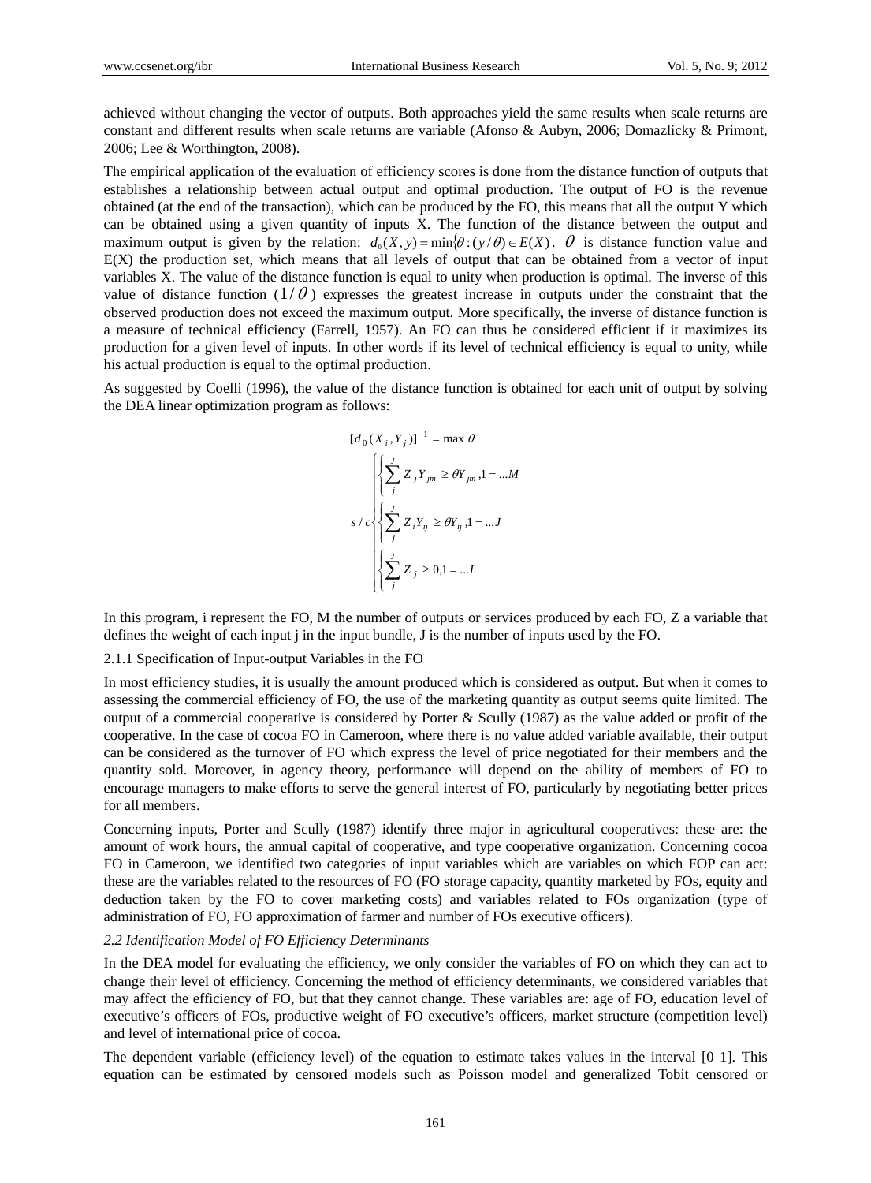achieved without changing the vector of outputs. Both approaches yield the same results when scale returns are constant and different results when scale returns are variable (Afonso & Aubyn, 2006; Domazlicky & Primont, 2006; Lee & Worthington, 2008).

The empirical application of the evaluation of efficiency scores is done from the distance function of outputs that establishes a relationship between actual output and optimal production. The output of FO is the revenue obtained (at the end of the transaction), which can be produced by the FO, this means that all the output Y which can be obtained using a given quantity of inputs X. The function of the distance between the output and maximum output is given by the relation: $d_0(X, y) = \min\{\theta : (y/\theta) \in E(X)$. $\theta$ is distance function value and E(X) the production set, which means that all levels of output that can be obtained from a vector of input variables X. The value of the distance function is equal to unity when production is optimal. The inverse of this value of distance function $(1/\theta)$ expresses the greatest increase in outputs under the constraint that the observed production does not exceed the maximum output. More specifically, the inverse of distance function is a measure of technical efficiency (Farrell, 1957). An FO can thus be considered efficient if it maximizes its production for a given level of inputs. In other words if its level of technical efficiency is equal to unity, while his actual production is equal to the optimal production.

As suggested by Coelli (1996), the value of the distance function is obtained for each unit of output by solving the DEA linear optimization program as follows:

$$[d_0(X_i, Y_j)]^{-1} = \max \theta$$

$$s/c \begin{cases} \left\{ \sum_{j}^{J} Z_j Y_{jm} \geq \theta Y_{jm}, 1 = ...M \right. \\ \left\{ \sum_{j}^{J} Z_i Y_{ij} \geq \theta Y_{ij}, 1 = ...J \right. \\ \left\{ \sum_{j}^{J} Z_j \geq 0, 1 = ...I \right. \end{cases}$$

In this program, i represent the FO, M the number of outputs or services produced by each FO, Z a variable that defines the weight of each input j in the input bundle, J is the number of inputs used by the FO.

2.1.1 Specification of Input-output Variables in the FO

In most efficiency studies, it is usually the amount produced which is considered as output. But when it comes to assessing the commercial efficiency of FO, the use of the marketing quantity as output seems quite limited. The output of a commercial cooperative is considered by Porter & Scully (1987) as the value added or profit of the cooperative. In the case of cocoa FO in Cameroon, where there is no value added variable available, their output can be considered as the turnover of FO which express the level of price negotiated for their members and the quantity sold. Moreover, in agency theory, performance will depend on the ability of members of FO to encourage managers to make efforts to serve the general interest of FO, particularly by negotiating better prices for all members.

Concerning inputs, Porter and Scully (1987) identify three major in agricultural cooperatives: these are: the amount of work hours, the annual capital of cooperative, and type cooperative organization. Concerning cocoa FO in Cameroon, we identified two categories of input variables which are variables on which FOP can act: these are the variables related to the resources of FO (FO storage capacity, quantity marketed by FOs, equity and deduction taken by the FO to cover marketing costs) and variables related to FOs organization (type of administration of FO, FO approximation of farmer and number of FOs executive officers).

*2.2 Identification Model of FO Efficiency Determinants*

In the DEA model for evaluating the efficiency, we only consider the variables of FO on which they can act to change their level of efficiency. Concerning the method of efficiency determinants, we considered variables that may affect the efficiency of FO, but that they cannot change. These variables are: age of FO, education level of executive's officers of FOs, productive weight of FO executive's officers, market structure (competition level) and level of international price of cocoa.

The dependent variable (efficiency level) of the equation to estimate takes values in the interval [0 1]. This equation can be estimated by censored models such as Poisson model and generalized Tobit censored or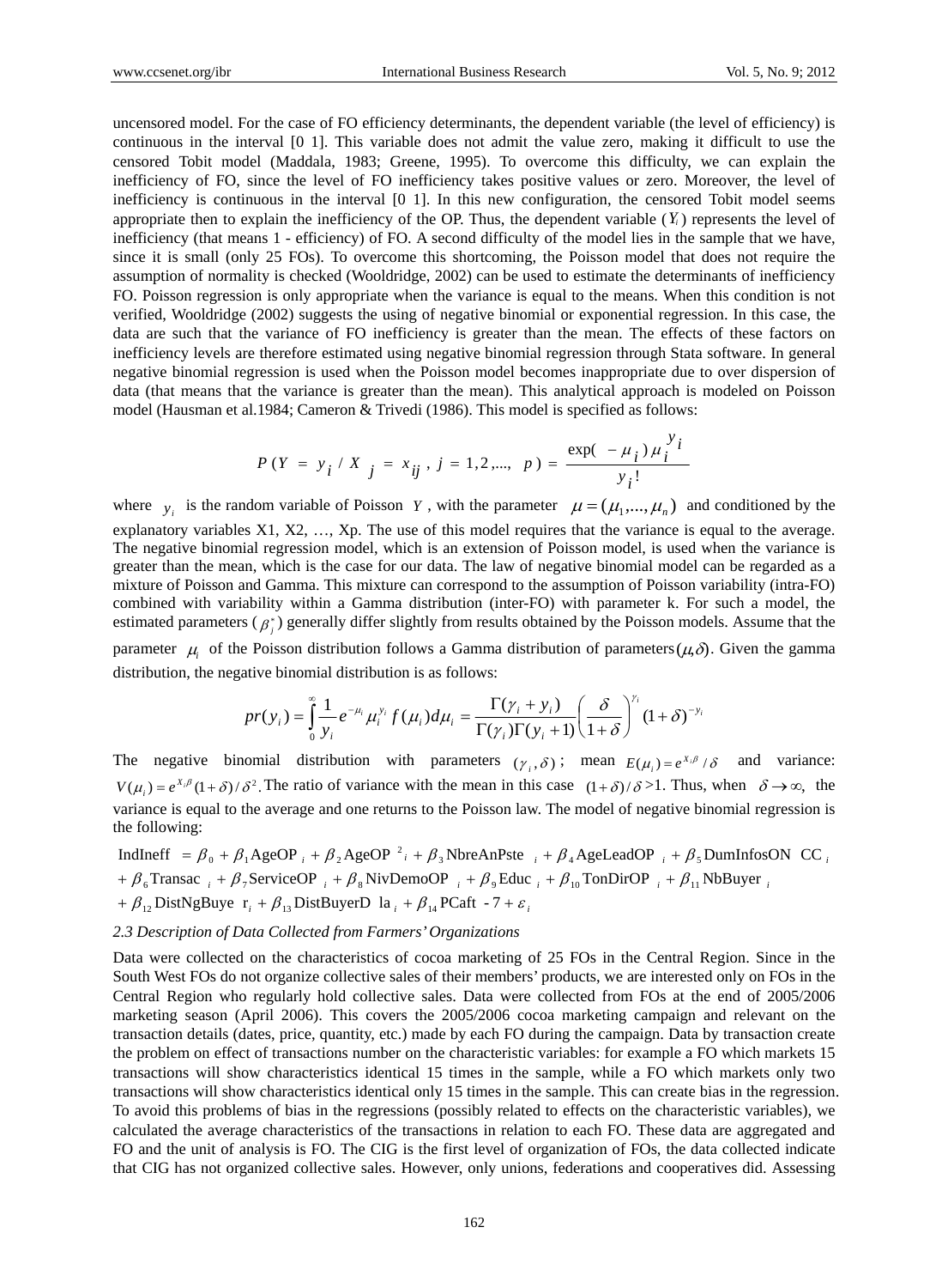uncensored model. For the case of FO efficiency determinants, the dependent variable (the level of efficiency) is continuous in the interval [0 1]. This variable does not admit the value zero, making it difficult to use the censored Tobit model (Maddala, 1983; Greene, 1995). To overcome this difficulty, we can explain the inefficiency of FO, since the level of FO inefficiency takes positive values or zero. Moreover, the level of inefficiency is continuous in the interval [0 1]. In this new configuration, the censored Tobit model seems appropriate then to explain the inefficiency of the OP. Thus, the dependent variable ($Y_i$) represents the level of inefficiency (that means 1 - efficiency) of FO. A second difficulty of the model lies in the sample that we have, since it is small (only 25 FOs). To overcome this shortcoming, the Poisson model that does not require the assumption of normality is checked (Wooldridge, 2002) can be used to estimate the determinants of inefficiency FO. Poisson regression is only appropriate when the variance is equal to the means. When this condition is not verified, Wooldridge (2002) suggests the using of negative binomial or exponential regression. In this case, the data are such that the variance of FO inefficiency is greater than the mean. The effects of these factors on inefficiency levels are therefore estimated using negative binomial regression through Stata software. In general negative binomial regression is used when the Poisson model becomes inappropriate due to over dispersion of data (that means that the variance is greater than the mean). This analytical approach is modeled on Poisson model (Hausman et al.1984; Cameron & Trivedi (1986). This model is specified as follows:

$$P(Y = y_i / X_j = x_{ij}, j = 1,2,..., p) = \frac{\exp(-\mu_i)\mu_i^{y_i}}{y_i!}$$

where $y_i$ is the random variable of Poisson $Y$, with the parameter $\mu = (\mu_1,...,\mu_n)$ and conditioned by the explanatory variables X1, X2, …, Xp. The use of this model requires that the variance is equal to the average. The negative binomial regression model, which is an extension of Poisson model, is used when the variance is greater than the mean, which is the case for our data. The law of negative binomial model can be regarded as a mixture of Poisson and Gamma. This mixture can correspond to the assumption of Poisson variability (intra-FO) combined with variability within a Gamma distribution (inter-FO) with parameter k. For such a model, the estimated parameters ($\beta_j^*$) generally differ slightly from results obtained by the Poisson models. Assume that the parameter $\mu_i$ of the Poisson distribution follows a Gamma distribution of parameters$(\mu,\delta)$. Given the gamma distribution, the negative binomial distribution is as follows:

$$pr(y_i) = \int_0^{\infty} \frac{1}{y_i} e^{-\mu_i} \mu_i^{y_i} f(\mu_i) d\mu_i = \frac{\Gamma(\gamma_i + y_i)}{\Gamma(\gamma_i)\Gamma(y_i + 1)} \left(\frac{\delta}{1+\delta}\right)^{\gamma_i} (1+\delta)^{-y_i}$$

The negative binomial distribution with parameters $(\gamma_i, \delta)$; mean $E(\mu_i) = e^{X_i\beta}/\delta$ and variance: $V(\mu_i) = e^{X_i\beta}(1+\delta)/\delta^2$. The ratio of variance with the mean in this case $(1+\delta)/\delta > 1$. Thus, when $\delta \to \infty$, the variance is equal to the average and one returns to the Poisson law. The model of negative binomial regression is the following:

$$\begin{aligned} \text{IndIneff} &= \beta_0 + \beta_1 \text{AgeOP}_i + \beta_2 \text{AgeOP}^2{}_i + \beta_3 \text{NbreAnPste}_i + \beta_4 \text{AgeLeadOP}_i + \beta_5 \text{DumInfosON CC}_i \\ &+ \beta_6 \text{Transac}_i + \beta_7 \text{ServiceOP}_i + \beta_8 \text{NivDemoOP}_i + \beta_9 \text{Educ}_i + \beta_{10} \text{TonDirOP}_i + \beta_{11} \text{NbBuyer}_i \\ &+ \beta_{12} \text{DistNgBuyer}_i + \beta_{13} \text{DistBuyerDla}_i + \beta_{14} \text{PCaft -7} + \varepsilon_i \end{aligned}$$

### *2.3 Description of Data Collected from Farmers' Organizations*

Data were collected on the characteristics of cocoa marketing of 25 FOs in the Central Region. Since in the South West FOs do not organize collective sales of their members' products, we are interested only on FOs in the Central Region who regularly hold collective sales. Data were collected from FOs at the end of 2005/2006 marketing season (April 2006). This covers the 2005/2006 cocoa marketing campaign and relevant on the transaction details (dates, price, quantity, etc.) made by each FO during the campaign. Data by transaction create the problem on effect of transactions number on the characteristic variables: for example a FO which markets 15 transactions will show characteristics identical 15 times in the sample, while a FO which markets only two transactions will show characteristics identical only 15 times in the sample. This can create bias in the regression. To avoid this problems of bias in the regressions (possibly related to effects on the characteristic variables), we calculated the average characteristics of the transactions in relation to each FO. These data are aggregated and FO and the unit of analysis is FO. The CIG is the first level of organization of FOs, the data collected indicate that CIG has not organized collective sales. However, only unions, federations and cooperatives did. Assessing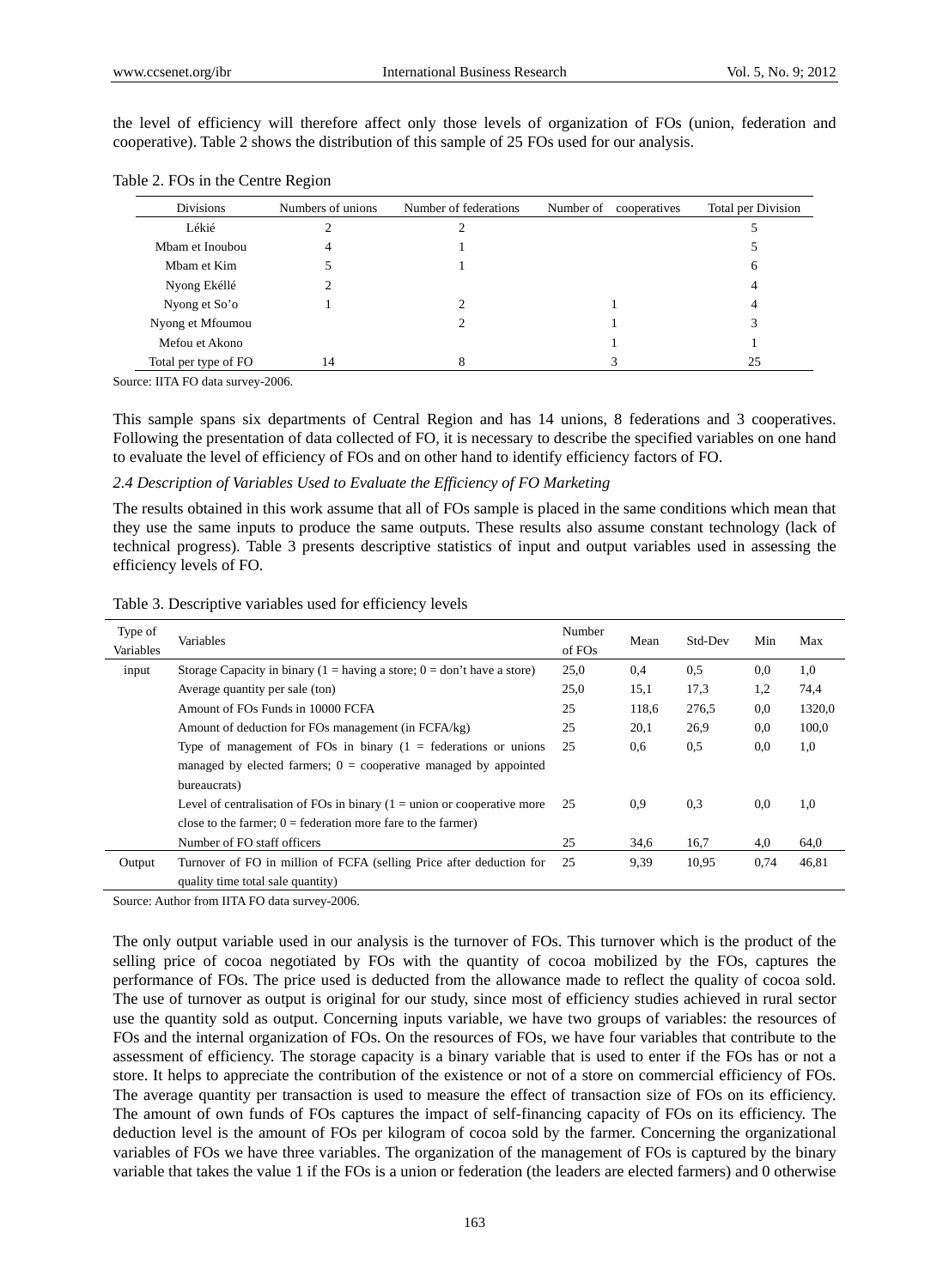the level of efficiency will therefore affect only those levels of organization of FOs (union, federation and cooperative). Table 2 shows the distribution of this sample of 25 FOs used for our analysis.

Table 2. FOs in the Centre Region

| Divisions | Numbers of unions | Number of federations | Number of cooperatives | Total per Division |
|---|---|---|---|---|
| Lékié | 2 | 2 | | 5 |
| Mbam et Inoubou | 4 | 1 | | 5 |
| Mbam et Kim | 5 | 1 | | 6 |
| Nyong Ekéllé | 2 | | | 4 |
| Nyong et So'o | 1 | 2 | 1 | 4 |
| Nyong et Mfoumou | | 2 | 1 | 3 |
| Mefou et Akono | | | 1 | 1 |
| Total per type of FO | 14 | 8 | 3 | 25 |

Source: IITA FO data survey-2006.

This sample spans six departments of Central Region and has 14 unions, 8 federations and 3 cooperatives. Following the presentation of data collected of FO, it is necessary to describe the specified variables on one hand to evaluate the level of efficiency of FOs and on other hand to identify efficiency factors of FO.

*2.4 Description of Variables Used to Evaluate the Efficiency of FO Marketing*

The results obtained in this work assume that all of FOs sample is placed in the same conditions which mean that they use the same inputs to produce the same outputs. These results also assume constant technology (lack of technical progress). Table 3 presents descriptive statistics of input and output variables used in assessing the efficiency levels of FO.

Table 3. Descriptive variables used for efficiency levels

| Type of Variables | Variables | Number of FOs | Mean | Std-Dev | Min | Max |
|---|---|---|---|---|---|---|
| input | Storage Capacity in binary (1 = having a store; 0 = don't have a store) | 25,0 | 0,4 | 0,5 | 0,0 | 1,0 |
| | Average quantity per sale (ton) | 25,0 | 15,1 | 17,3 | 1,2 | 74,4 |
| | Amount of FOs Funds in 10000 FCFA | 25 | 118,6 | 276,5 | 0,0 | 1320,0 |
| | Amount of deduction for FOs management (in FCFA/kg) | 25 | 20,1 | 26,9 | 0,0 | 100,0 |
| | Type of management of FOs in binary (1 = federations or unions managed by elected farmers; 0 = cooperative managed by appointed bureaucrats) | 25 | 0,6 | 0,5 | 0,0 | 1,0 |
| | Level of centralisation of FOs in binary (1 = union or cooperative more close to the farmer; 0 = federation more fare to the farmer) | 25 | 0,9 | 0,3 | 0,0 | 1,0 |
| | Number of FO staff officers | 25 | 34,6 | 16,7 | 4,0 | 64,0 |
| Output | Turnover of FO in million of FCFA (selling Price after deduction for quality time total sale quantity) | 25 | 9,39 | 10,95 | 0,74 | 46,81 |

Source: Author from IITA FO data survey-2006.

The only output variable used in our analysis is the turnover of FOs. This turnover which is the product of the selling price of cocoa negotiated by FOs with the quantity of cocoa mobilized by the FOs, captures the performance of FOs. The price used is deducted from the allowance made to reflect the quality of cocoa sold. The use of turnover as output is original for our study, since most of efficiency studies achieved in rural sector use the quantity sold as output. Concerning inputs variable, we have two groups of variables: the resources of FOs and the internal organization of FOs. On the resources of FOs, we have four variables that contribute to the assessment of efficiency. The storage capacity is a binary variable that is used to enter if the FOs has or not a store. It helps to appreciate the contribution of the existence or not of a store on commercial efficiency of FOs. The average quantity per transaction is used to measure the effect of transaction size of FOs on its efficiency. The amount of own funds of FOs captures the impact of self-financing capacity of FOs on its efficiency. The deduction level is the amount of FOs per kilogram of cocoa sold by the farmer. Concerning the organizational variables of FOs we have three variables. The organization of the management of FOs is captured by the binary variable that takes the value 1 if the FOs is a union or federation (the leaders are elected farmers) and 0 otherwise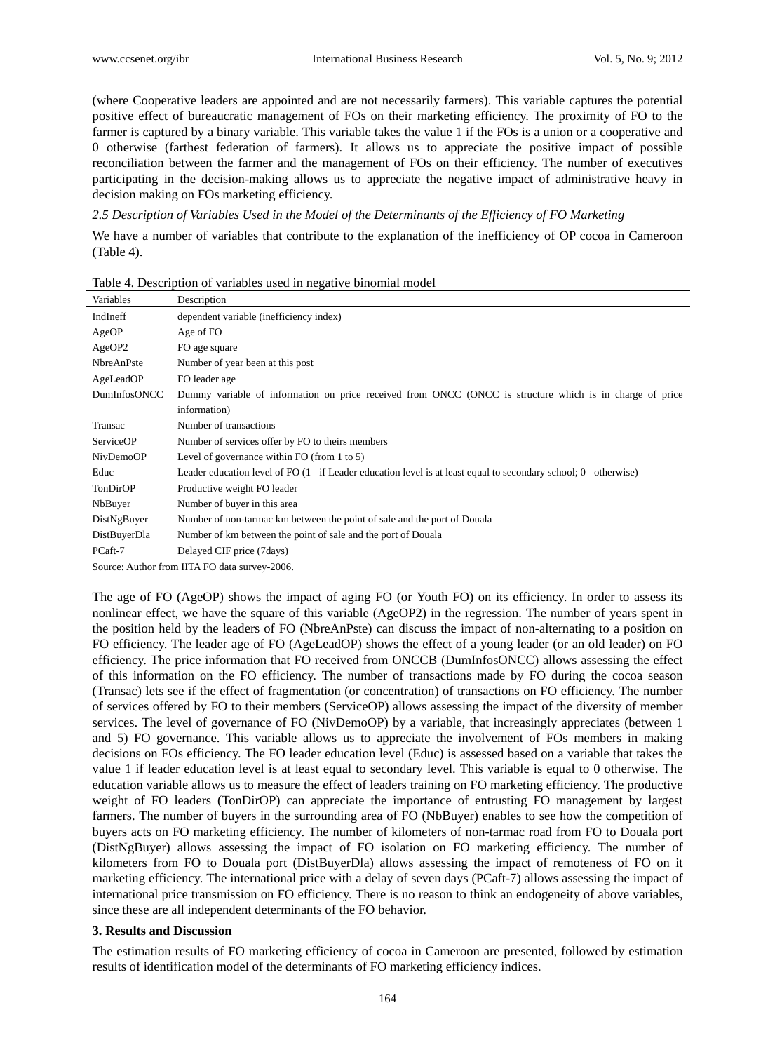(where Cooperative leaders are appointed and are not necessarily farmers). This variable captures the potential positive effect of bureaucratic management of FOs on their marketing efficiency. The proximity of FO to the farmer is captured by a binary variable. This variable takes the value 1 if the FOs is a union or a cooperative and 0 otherwise (farthest federation of farmers). It allows us to appreciate the positive impact of possible reconciliation between the farmer and the management of FOs on their efficiency. The number of executives participating in the decision-making allows us to appreciate the negative impact of administrative heavy in decision making on FOs marketing efficiency.

*2.5 Description of Variables Used in the Model of the Determinants of the Efficiency of FO Marketing*

We have a number of variables that contribute to the explanation of the inefficiency of OP cocoa in Cameroon (Table 4).

Table 4. Description of variables used in negative binomial model

| Variables | Description |
|---|---|
| IndIneff | dependent variable (inefficiency index) |
| AgeOP | Age of FO |
| AgeOP2 | FO age square |
| NbreAnPste | Number of year been at this post |
| AgeLeadOP | FO leader age |
| DumInfosONCC | Dummy variable of information on price received from ONCC (ONCC is structure which is in charge of price information) |
| Transac | Number of transactions |
| ServiceOP | Number of services offer by FO to theirs members |
| NivDemoOP | Level of governance within FO (from 1 to 5) |
| Educ | Leader education level of FO (1= if Leader education level is at least equal to secondary school; 0= otherwise) |
| TonDirOP | Productive weight FO leader |
| NbBuyer | Number of buyer in this area |
| DistNgBuyer | Number of non-tarmac km between the point of sale and the port of Douala |
| DistBuyerDla | Number of km between the point of sale and the port of Douala |
| PCaft-7 | Delayed CIF price (7days) |

Source: Author from IITA FO data survey-2006.

The age of FO (AgeOP) shows the impact of aging FO (or Youth FO) on its efficiency. In order to assess its nonlinear effect, we have the square of this variable (AgeOP2) in the regression. The number of years spent in the position held by the leaders of FO (NbreAnPste) can discuss the impact of non-alternating to a position on FO efficiency. The leader age of FO (AgeLeadOP) shows the effect of a young leader (or an old leader) on FO efficiency. The price information that FO received from ONCCB (DumInfosONCC) allows assessing the effect of this information on the FO efficiency. The number of transactions made by FO during the cocoa season (Transac) lets see if the effect of fragmentation (or concentration) of transactions on FO efficiency. The number of services offered by FO to their members (ServiceOP) allows assessing the impact of the diversity of member services. The level of governance of FO (NivDemoOP) by a variable, that increasingly appreciates (between 1 and 5) FO governance. This variable allows us to appreciate the involvement of FOs members in making decisions on FOs efficiency. The FO leader education level (Educ) is assessed based on a variable that takes the value 1 if leader education level is at least equal to secondary level. This variable is equal to 0 otherwise. The education variable allows us to measure the effect of leaders training on FO marketing efficiency. The productive weight of FO leaders (TonDirOP) can appreciate the importance of entrusting FO management by largest farmers. The number of buyers in the surrounding area of FO (NbBuyer) enables to see how the competition of buyers acts on FO marketing efficiency. The number of kilometers of non-tarmac road from FO to Douala port (DistNgBuyer) allows assessing the impact of FO isolation on FO marketing efficiency. The number of kilometers from FO to Douala port (DistBuyerDla) allows assessing the impact of remoteness of FO on it marketing efficiency. The international price with a delay of seven days (PCaft-7) allows assessing the impact of international price transmission on FO efficiency. There is no reason to think an endogeneity of above variables, since these are all independent determinants of the FO behavior.

## 3. Results and Discussion

The estimation results of FO marketing efficiency of cocoa in Cameroon are presented, followed by estimation results of identification model of the determinants of FO marketing efficiency indices.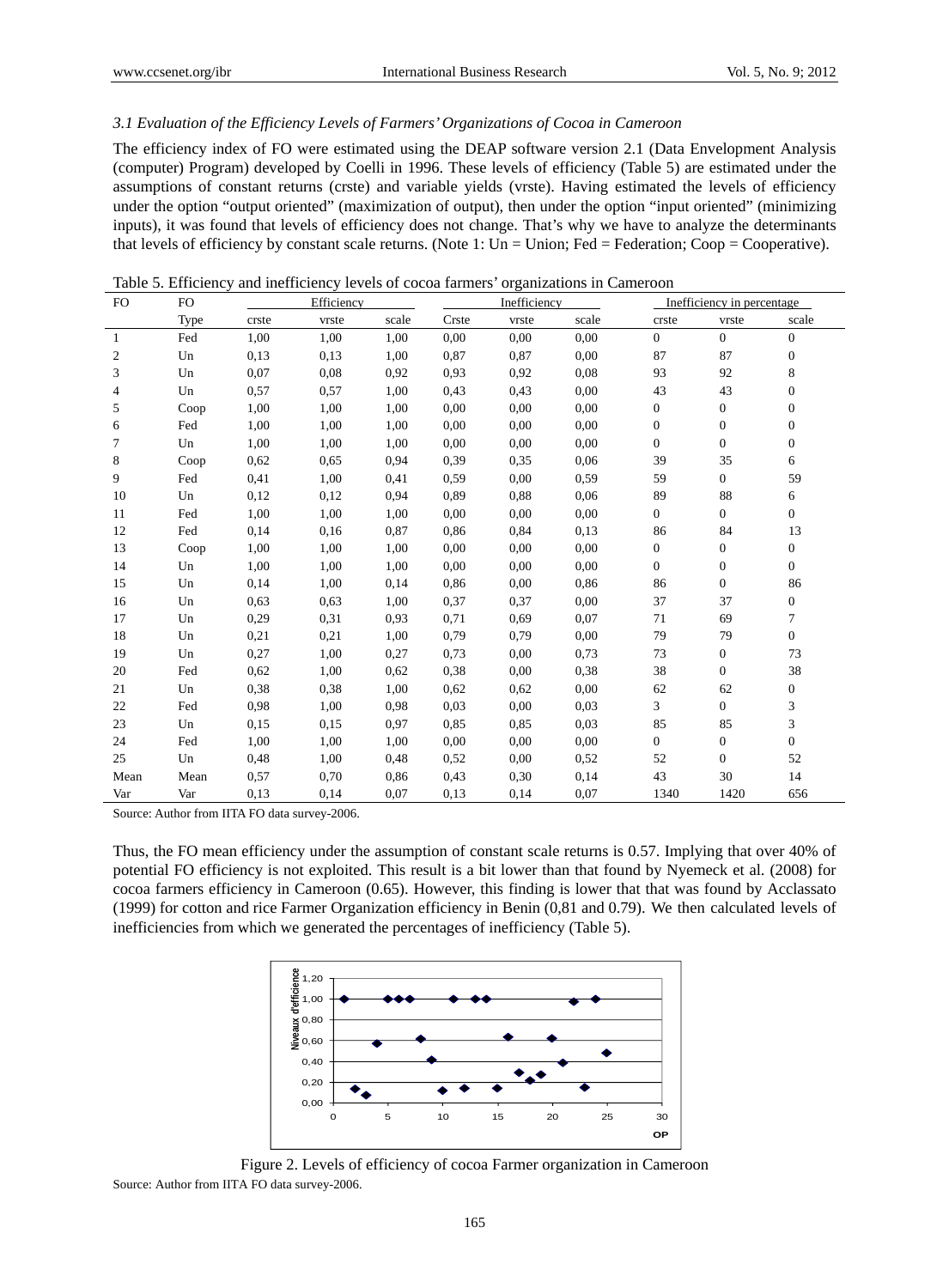### 3.1 Evaluation of the Efficiency Levels of Farmers' Organizations of Cocoa in Cameroon

The efficiency index of FO were estimated using the DEAP software version 2.1 (Data Envelopment Analysis (computer) Program) developed by Coelli in 1996. These levels of efficiency (Table 5) are estimated under the assumptions of constant returns (crste) and variable yields (vrste). Having estimated the levels of efficiency under the option "output oriented" (maximization of output), then under the option "input oriented" (minimizing inputs), it was found that levels of efficiency does not change. That's why we have to analyze the determinants that levels of efficiency by constant scale returns. (Note 1: Un = Union; Fed = Federation; Coop = Cooperative).

Table 5. Efficiency and inefficiency levels of cocoa farmers' organizations in Cameroon

| FO | FO | Efficiency | | | Inefficiency | | | Inefficiency in percentage | | |
|---|---|---|---|---|---|---|---|---|---|---|
| | Type | crste | vrste | scale | Crste | vrste | scale | crste | vrste | scale |
| 1 | Fed | 1,00 | 1,00 | 1,00 | 0,00 | 0,00 | 0,00 | 0 | 0 | 0 |
| 2 | Un | 0,13 | 0,13 | 1,00 | 0,87 | 0,87 | 0,00 | 87 | 87 | 0 |
| 3 | Un | 0,07 | 0,08 | 0,92 | 0,93 | 0,92 | 0,08 | 93 | 92 | 8 |
| 4 | Un | 0,57 | 0,57 | 1,00 | 0,43 | 0,43 | 0,00 | 43 | 43 | 0 |
| 5 | Coop | 1,00 | 1,00 | 1,00 | 0,00 | 0,00 | 0,00 | 0 | 0 | 0 |
| 6 | Fed | 1,00 | 1,00 | 1,00 | 0,00 | 0,00 | 0,00 | 0 | 0 | 0 |
| 7 | Un | 1,00 | 1,00 | 1,00 | 0,00 | 0,00 | 0,00 | 0 | 0 | 0 |
| 8 | Coop | 0,62 | 0,65 | 0,94 | 0,39 | 0,35 | 0,06 | 39 | 35 | 6 |
| 9 | Fed | 0,41 | 1,00 | 0,41 | 0,59 | 0,00 | 0,59 | 59 | 0 | 59 |
| 10 | Un | 0,12 | 0,12 | 0,94 | 0,89 | 0,88 | 0,06 | 89 | 88 | 6 |
| 11 | Fed | 1,00 | 1,00 | 1,00 | 0,00 | 0,00 | 0,00 | 0 | 0 | 0 |
| 12 | Fed | 0,14 | 0,16 | 0,87 | 0,86 | 0,84 | 0,13 | 86 | 84 | 13 |
| 13 | Coop | 1,00 | 1,00 | 1,00 | 0,00 | 0,00 | 0,00 | 0 | 0 | 0 |
| 14 | Un | 1,00 | 1,00 | 1,00 | 0,00 | 0,00 | 0,00 | 0 | 0 | 0 |
| 15 | Un | 0,14 | 1,00 | 0,14 | 0,86 | 0,00 | 0,86 | 86 | 0 | 86 |
| 16 | Un | 0,63 | 0,63 | 1,00 | 0,37 | 0,37 | 0,00 | 37 | 37 | 0 |
| 17 | Un | 0,29 | 0,31 | 0,93 | 0,71 | 0,69 | 0,07 | 71 | 69 | 7 |
| 18 | Un | 0,21 | 0,21 | 1,00 | 0,79 | 0,79 | 0,00 | 79 | 79 | 0 |
| 19 | Un | 0,27 | 1,00 | 0,27 | 0,73 | 0,00 | 0,73 | 73 | 0 | 73 |
| 20 | Fed | 0,62 | 1,00 | 0,62 | 0,38 | 0,00 | 0,38 | 38 | 0 | 38 |
| 21 | Un | 0,38 | 0,38 | 1,00 | 0,62 | 0,62 | 0,00 | 62 | 62 | 0 |
| 22 | Fed | 0,98 | 1,00 | 0,98 | 0,03 | 0,00 | 0,03 | 3 | 0 | 3 |
| 23 | Un | 0,15 | 0,15 | 0,97 | 0,85 | 0,85 | 0,03 | 85 | 85 | 3 |
| 24 | Fed | 1,00 | 1,00 | 1,00 | 0,00 | 0,00 | 0,00 | 0 | 0 | 0 |
| 25 | Un | 0,48 | 1,00 | 0,48 | 0,52 | 0,00 | 0,52 | 52 | 0 | 52 |
| Mean | Mean | 0,57 | 0,70 | 0,86 | 0,43 | 0,30 | 0,14 | 43 | 30 | 14 |
| Var | Var | 0,13 | 0,14 | 0,07 | 0,13 | 0,14 | 0,07 | 1340 | 1420 | 656 |

Source: Author from IITA FO data survey-2006.

Thus, the FO mean efficiency under the assumption of constant scale returns is 0.57. Implying that over 40% of potential FO efficiency is not exploited. This result is a bit lower than that found by Nyemeck et al. (2008) for cocoa farmers efficiency in Cameroon (0.65). However, this finding is lower that that was found by Acclassato (1999) for cotton and rice Farmer Organization efficiency in Benin (0,81 and 0.79). We then calculated levels of inefficiencies from which we generated the percentages of inefficiency (Table 5).

Figure 2. Levels of efficiency of cocoa Farmer organization in Cameroon

Source: Author from IITA FO data survey-2006.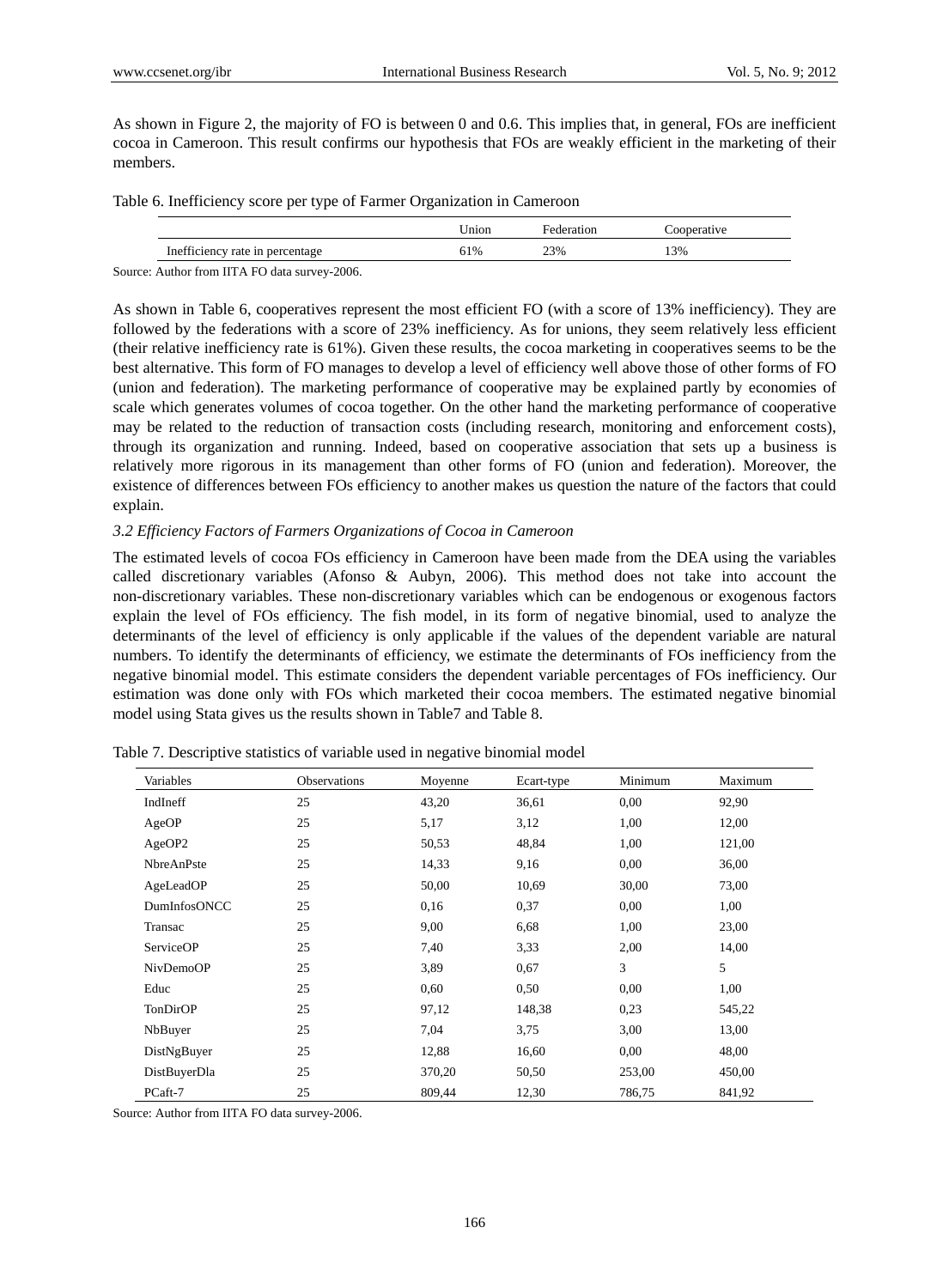As shown in Figure 2, the majority of FO is between 0 and 0.6. This implies that, in general, FOs are inefficient cocoa in Cameroon. This result confirms our hypothesis that FOs are weakly efficient in the marketing of their members.

Table 6. Inefficiency score per type of Farmer Organization in Cameroon

| | Union | Federation | Cooperative |
|---|---|---|---|
| Inefficiency rate in percentage | 61% | 23% | 13% |

Source: Author from IITA FO data survey-2006.

As shown in Table 6, cooperatives represent the most efficient FO (with a score of 13% inefficiency). They are followed by the federations with a score of 23% inefficiency. As for unions, they seem relatively less efficient (their relative inefficiency rate is 61%). Given these results, the cocoa marketing in cooperatives seems to be the best alternative. This form of FO manages to develop a level of efficiency well above those of other forms of FO (union and federation). The marketing performance of cooperative may be explained partly by economies of scale which generates volumes of cocoa together. On the other hand the marketing performance of cooperative may be related to the reduction of transaction costs (including research, monitoring and enforcement costs), through its organization and running. Indeed, based on cooperative association that sets up a business is relatively more rigorous in its management than other forms of FO (union and federation). Moreover, the existence of differences between FOs efficiency to another makes us question the nature of the factors that could explain.

### *3.2 Efficiency Factors of Farmers Organizations of Cocoa in Cameroon*

The estimated levels of cocoa FOs efficiency in Cameroon have been made from the DEA using the variables called discretionary variables (Afonso & Aubyn, 2006). This method does not take into account the non-discretionary variables. These non-discretionary variables which can be endogenous or exogenous factors explain the level of FOs efficiency. The fish model, in its form of negative binomial, used to analyze the determinants of the level of efficiency is only applicable if the values of the dependent variable are natural numbers. To identify the determinants of efficiency, we estimate the determinants of FOs inefficiency from the negative binomial model. This estimate considers the dependent variable percentages of FOs inefficiency. Our estimation was done only with FOs which marketed their cocoa members. The estimated negative binomial model using Stata gives us the results shown in Table7 and Table 8.

Table 7. Descriptive statistics of variable used in negative binomial model

| Variables | Observations | Moyenne | Ecart-type | Minimum | Maximum |
|---|---|---|---|---|---|
| IndIneff | 25 | 43,20 | 36,61 | 0,00 | 92,90 |
| AgeOP | 25 | 5,17 | 3,12 | 1,00 | 12,00 |
| AgeOP2 | 25 | 50,53 | 48,84 | 1,00 | 121,00 |
| NbreAnPste | 25 | 14,33 | 9,16 | 0,00 | 36,00 |
| AgeLeadOP | 25 | 50,00 | 10,69 | 30,00 | 73,00 |
| DumInfosONCC | 25 | 0,16 | 0,37 | 0,00 | 1,00 |
| Transac | 25 | 9,00 | 6,68 | 1,00 | 23,00 |
| ServiceOP | 25 | 7,40 | 3,33 | 2,00 | 14,00 |
| NivDemoOP | 25 | 3,89 | 0,67 | 3 | 5 |
| Educ | 25 | 0,60 | 0,50 | 0,00 | 1,00 |
| TonDirOP | 25 | 97,12 | 148,38 | 0,23 | 545,22 |
| NbBuyer | 25 | 7,04 | 3,75 | 3,00 | 13,00 |
| DistNgBuyer | 25 | 12,88 | 16,60 | 0,00 | 48,00 |
| DistBuyerDla | 25 | 370,20 | 50,50 | 253,00 | 450,00 |
| PCaft-7 | 25 | 809,44 | 12,30 | 786,75 | 841,92 |

Source: Author from IITA FO data survey-2006.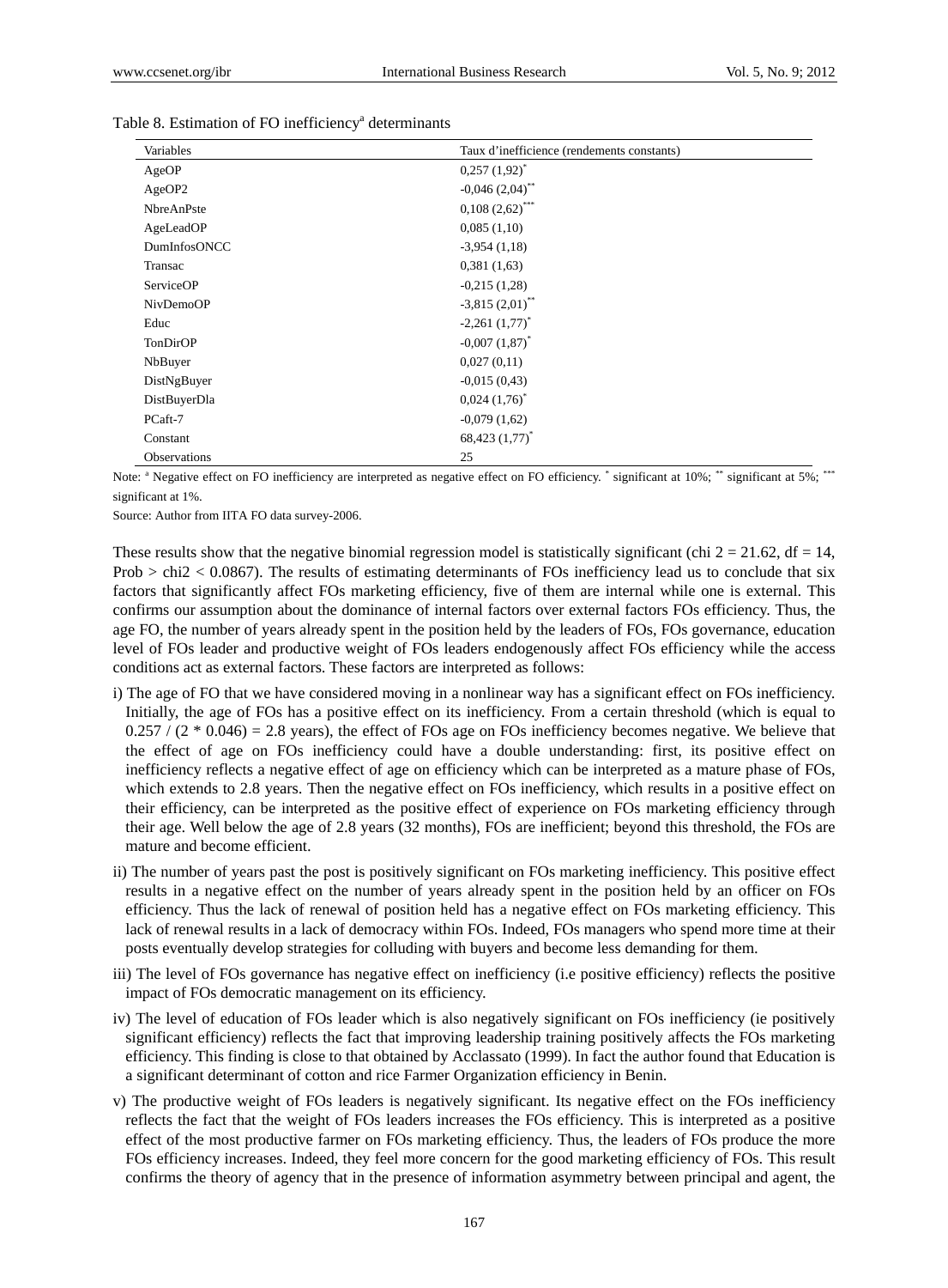Table 8. Estimation of FO inefficiency[a] determinants

| Variables | Taux d'inefficience (rendements constants) |
|---|---|
| AgeOP | 0,257 (1,92)* |
| AgeOP2 | -0,046 (2,04)** |
| NbreAnPste | 0,108 (2,62)*** |
| AgeLeadOP | 0,085 (1,10) |
| DumInfosONCC | -3,954 (1,18) |
| Transac | 0,381 (1,63) |
| ServiceOP | -0,215 (1,28) |
| NivDemoOP | -3,815 (2,01)** |
| Educ | -2,261 (1,77)* |
| TonDirOP | -0,007 (1,87)* |
| NbBuyer | 0,027 (0,11) |
| DistNgBuyer | -0,015 (0,43) |
| DistBuyerDla | 0,024 (1,76)* |
| PCaft-7 | -0,079 (1,62) |
| Constant | 68,423 (1,77)* |
| Observations | 25 |

Note: [a] Negative effect on FO inefficiency are interpreted as negative effect on FO efficiency. * significant at 10%; ** significant at 5%; *** significant at 1%.

Source: Author from IITA FO data survey-2006.

These results show that the negative binomial regression model is statistically significant (chi 2 = 21.62, df = 14, Prob > chi2 < 0.0867). The results of estimating determinants of FOs inefficiency lead us to conclude that six factors that significantly affect FOs marketing efficiency, five of them are internal while one is external. This confirms our assumption about the dominance of internal factors over external factors FOs efficiency. Thus, the age FO, the number of years already spent in the position held by the leaders of FOs, FOs governance, education level of FOs leader and productive weight of FOs leaders endogenously affect FOs efficiency while the access conditions act as external factors. These factors are interpreted as follows:

i) The age of FO that we have considered moving in a nonlinear way has a significant effect on FOs inefficiency. Initially, the age of FOs has a positive effect on its inefficiency. From a certain threshold (which is equal to $0.257 / (2 * 0.046) = 2.8$ years), the effect of FOs age on FOs inefficiency becomes negative. We believe that the effect of age on FOs inefficiency could have a double understanding: first, its positive effect on inefficiency reflects a negative effect of age on efficiency which can be interpreted as a mature phase of FOs, which extends to 2.8 years. Then the negative effect on FOs inefficiency, which results in a positive effect on their efficiency, can be interpreted as the positive effect of experience on FOs marketing efficiency through their age. Well below the age of 2.8 years (32 months), FOs are inefficient; beyond this threshold, the FOs are mature and become efficient.

ii) The number of years past the post is positively significant on FOs marketing inefficiency. This positive effect results in a negative effect on the number of years already spent in the position held by an officer on FOs efficiency. Thus the lack of renewal of position held has a negative effect on FOs marketing efficiency. This lack of renewal results in a lack of democracy within FOs. Indeed, FOs managers who spend more time at their posts eventually develop strategies for colluding with buyers and become less demanding for them.

iii) The level of FOs governance has negative effect on inefficiency (i.e positive efficiency) reflects the positive impact of FOs democratic management on its efficiency.

iv) The level of education of FOs leader which is also negatively significant on FOs inefficiency (ie positively significant efficiency) reflects the fact that improving leadership training positively affects the FOs marketing efficiency. This finding is close to that obtained by Acclassato (1999). In fact the author found that Education is a significant determinant of cotton and rice Farmer Organization efficiency in Benin.

v) The productive weight of FOs leaders is negatively significant. Its negative effect on the FOs inefficiency reflects the fact that the weight of FOs leaders increases the FOs efficiency. This is interpreted as a positive effect of the most productive farmer on FOs marketing efficiency. Thus, the leaders of FOs produce the more FOs efficiency increases. Indeed, they feel more concern for the good marketing efficiency of FOs. This result confirms the theory of agency that in the presence of information asymmetry between principal and agent, the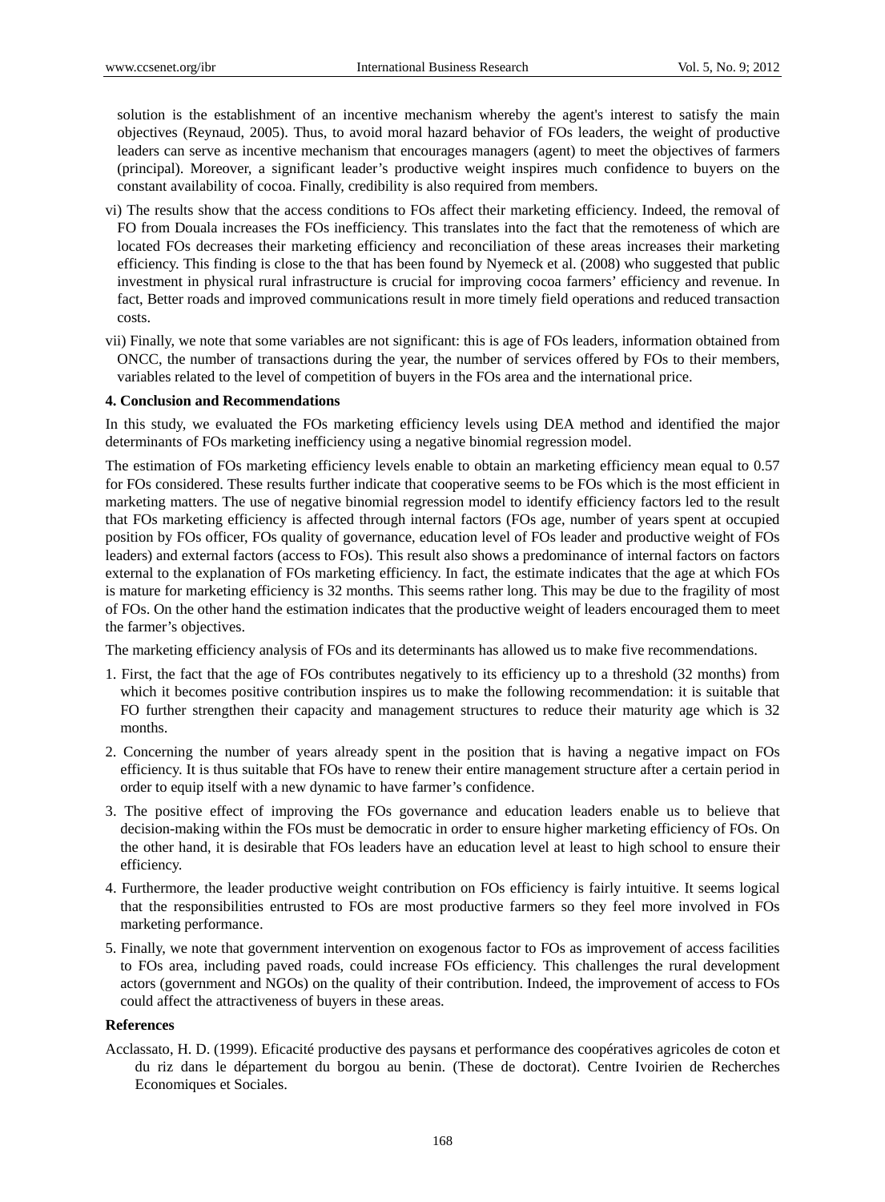solution is the establishment of an incentive mechanism whereby the agent's interest to satisfy the main objectives (Reynaud, 2005). Thus, to avoid moral hazard behavior of FOs leaders, the weight of productive leaders can serve as incentive mechanism that encourages managers (agent) to meet the objectives of farmers (principal). Moreover, a significant leader's productive weight inspires much confidence to buyers on the constant availability of cocoa. Finally, credibility is also required from members.

vi) The results show that the access conditions to FOs affect their marketing efficiency. Indeed, the removal of FO from Douala increases the FOs inefficiency. This translates into the fact that the remoteness of which are located FOs decreases their marketing efficiency and reconciliation of these areas increases their marketing efficiency. This finding is close to the that has been found by Nyemeck et al. (2008) who suggested that public investment in physical rural infrastructure is crucial for improving cocoa farmers' efficiency and revenue. In fact, Better roads and improved communications result in more timely field operations and reduced transaction costs.

vii) Finally, we note that some variables are not significant: this is age of FOs leaders, information obtained from ONCC, the number of transactions during the year, the number of services offered by FOs to their members, variables related to the level of competition of buyers in the FOs area and the international price.

**4. Conclusion and Recommendations**

In this study, we evaluated the FOs marketing efficiency levels using DEA method and identified the major determinants of FOs marketing inefficiency using a negative binomial regression model.

The estimation of FOs marketing efficiency levels enable to obtain an marketing efficiency mean equal to 0.57 for FOs considered. These results further indicate that cooperative seems to be FOs which is the most efficient in marketing matters. The use of negative binomial regression model to identify efficiency factors led to the result that FOs marketing efficiency is affected through internal factors (FOs age, number of years spent at occupied position by FOs officer, FOs quality of governance, education level of FOs leader and productive weight of FOs leaders) and external factors (access to FOs). This result also shows a predominance of internal factors on factors external to the explanation of FOs marketing efficiency. In fact, the estimate indicates that the age at which FOs is mature for marketing efficiency is 32 months. This seems rather long. This may be due to the fragility of most of FOs. On the other hand the estimation indicates that the productive weight of leaders encouraged them to meet the farmer's objectives.

The marketing efficiency analysis of FOs and its determinants has allowed us to make five recommendations.

1. First, the fact that the age of FOs contributes negatively to its efficiency up to a threshold (32 months) from which it becomes positive contribution inspires us to make the following recommendation: it is suitable that FO further strengthen their capacity and management structures to reduce their maturity age which is 32 months.
2. Concerning the number of years already spent in the position that is having a negative impact on FOs efficiency. It is thus suitable that FOs have to renew their entire management structure after a certain period in order to equip itself with a new dynamic to have farmer's confidence.
3. The positive effect of improving the FOs governance and education leaders enable us to believe that decision-making within the FOs must be democratic in order to ensure higher marketing efficiency of FOs. On the other hand, it is desirable that FOs leaders have an education level at least to high school to ensure their efficiency.
4. Furthermore, the leader productive weight contribution on FOs efficiency is fairly intuitive. It seems logical that the responsibilities entrusted to FOs are most productive farmers so they feel more involved in FOs marketing performance.
5. Finally, we note that government intervention on exogenous factor to FOs as improvement of access facilities to FOs area, including paved roads, could increase FOs efficiency. This challenges the rural development actors (government and NGOs) on the quality of their contribution. Indeed, the improvement of access to FOs could affect the attractiveness of buyers in these areas.

**References**

Acclassato, H. D. (1999). Eficacité productive des paysans et performance des coopératives agricoles de coton et du riz dans le département du borgou au benin. (These de doctorat). Centre Ivoirien de Recherches Economiques et Sociales.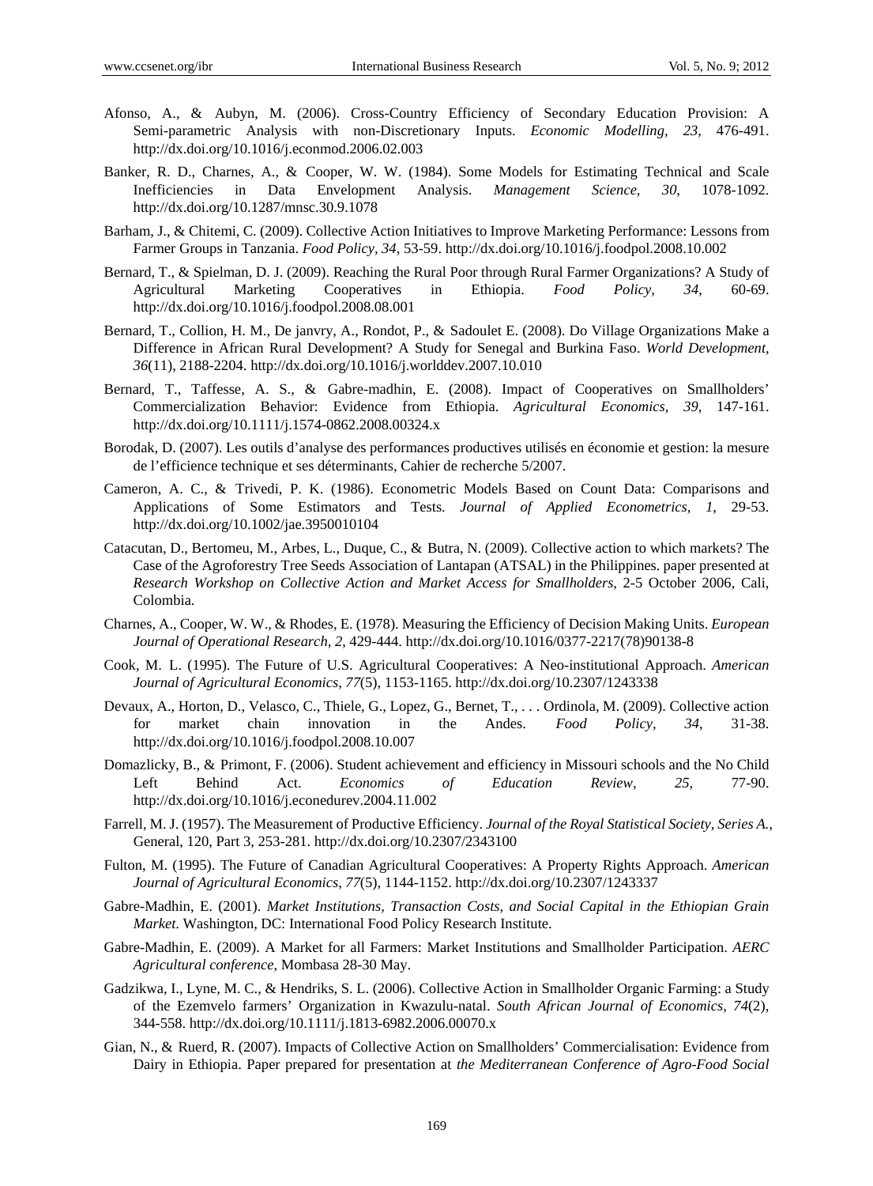Afonso, A., & Aubyn, M. (2006). Cross-Country Efficiency of Secondary Education Provision: A Semi-parametric Analysis with non-Discretionary Inputs. *Economic Modelling*, *23*, 476-491. http://dx.doi.org/10.1016/j.econmod.2006.02.003

Banker, R. D., Charnes, A., & Cooper, W. W. (1984). Some Models for Estimating Technical and Scale Inefficiencies in Data Envelopment Analysis. *Management Science, 30*, 1078-1092. http://dx.doi.org/10.1287/mnsc.30.9.1078

Barham, J., & Chitemi, C. (2009). Collective Action Initiatives to Improve Marketing Performance: Lessons from Farmer Groups in Tanzania. *Food Policy, 34*, 53-59. http://dx.doi.org/10.1016/j.foodpol.2008.10.002

Bernard, T., & Spielman, D. J. (2009). Reaching the Rural Poor through Rural Farmer Organizations? A Study of Agricultural Marketing Cooperatives in Ethiopia. *Food Policy, 34*, 60-69. http://dx.doi.org/10.1016/j.foodpol.2008.08.001

Bernard, T., Collion, H. M., De janvry, A., Rondot, P., & Sadoulet E. (2008). Do Village Organizations Make a Difference in African Rural Development? A Study for Senegal and Burkina Faso. *World Development, 36*(11), 2188-2204. http://dx.doi.org/10.1016/j.worlddev.2007.10.010

Bernard, T., Taffesse, A. S., & Gabre-madhin, E. (2008). Impact of Cooperatives on Smallholders' Commercialization Behavior: Evidence from Ethiopia. *Agricultural Economics, 39*, 147-161. http://dx.doi.org/10.1111/j.1574-0862.2008.00324.x

Borodak, D. (2007). Les outils d'analyse des performances productives utilisés en économie et gestion: la mesure de l'efficience technique et ses déterminants, Cahier de recherche 5/2007.

Cameron, A. C., & Trivedi, P. K. (1986). Econometric Models Based on Count Data: Comparisons and Applications of Some Estimators and Tests. *Journal of Applied Econometrics, 1*, 29-53. http://dx.doi.org/10.1002/jae.3950010104

Catacutan, D., Bertomeu, M., Arbes, L., Duque, C., & Butra, N. (2009). Collective action to which markets? The Case of the Agroforestry Tree Seeds Association of Lantapan (ATSAL) in the Philippines. paper presented at *Research Workshop on Collective Action and Market Access for Smallholders*, 2-5 October 2006, Cali, Colombia.

Charnes, A., Cooper, W. W., & Rhodes, E. (1978). Measuring the Efficiency of Decision Making Units. *European Journal of Operational Research, 2*, 429-444. http://dx.doi.org/10.1016/0377-2217(78)90138-8

Cook, M. L. (1995). The Future of U.S. Agricultural Cooperatives: A Neo-institutional Approach. *American Journal of Agricultural Economics, 77*(5), 1153-1165. http://dx.doi.org/10.2307/1243338

Devaux, A., Horton, D., Velasco, C., Thiele, G., Lopez, G., Bernet, T., . . . Ordinola, M. (2009). Collective action for market chain innovation in the Andes. *Food Policy, 34*, 31-38. http://dx.doi.org/10.1016/j.foodpol.2008.10.007

Domazlicky, B., & Primont, F. (2006). Student achievement and efficiency in Missouri schools and the No Child Left Behind Act. *Economics of Education Review*, *25*, 77-90. http://dx.doi.org/10.1016/j.econedurev.2004.11.002

Farrell, M. J. (1957). The Measurement of Productive Efficiency. *Journal of the Royal Statistical Society, Series A.*, General, 120, Part 3, 253-281. http://dx.doi.org/10.2307/2343100

Fulton, M. (1995). The Future of Canadian Agricultural Cooperatives: A Property Rights Approach. *American Journal of Agricultural Economics, 77*(5), 1144-1152. http://dx.doi.org/10.2307/1243337

Gabre-Madhin, E. (2001). *Market Institutions, Transaction Costs, and Social Capital in the Ethiopian Grain Market*. Washington, DC: International Food Policy Research Institute.

Gabre-Madhin, E. (2009). A Market for all Farmers: Market Institutions and Smallholder Participation. *AERC Agricultural conference*, Mombasa 28-30 May.

Gadzikwa, I., Lyne, M. C., & Hendriks, S. L. (2006). Collective Action in Smallholder Organic Farming: a Study of the Ezemvelo farmers' Organization in Kwazulu-natal. *South African Journal of Economics, 74*(2), 344-558. http://dx.doi.org/10.1111/j.1813-6982.2006.00070.x

Gian, N., & Ruerd, R. (2007). Impacts of Collective Action on Smallholders' Commercialisation: Evidence from Dairy in Ethiopia. Paper prepared for presentation at *the Mediterranean Conference of Agro-Food Social*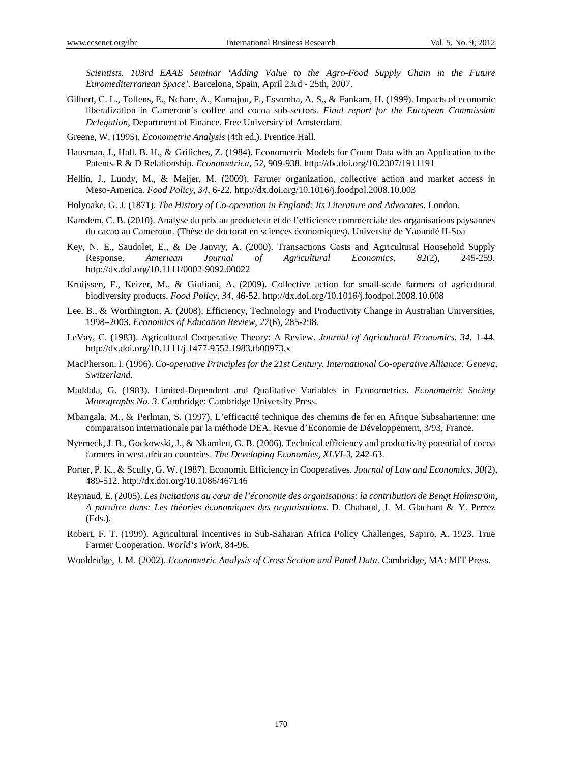*Scientists. 103rd EAAE Seminar 'Adding Value to the Agro-Food Supply Chain in the Future Euromediterranean Space'*. Barcelona, Spain, April 23rd - 25th, 2007.

Gilbert, C. L., Tollens, E., Nchare, A., Kamajou, F., Essomba, A. S., & Fankam, H. (1999). Impacts of economic liberalization in Cameroon's coffee and cocoa sub-sectors. *Final report for the European Commission Delegation*, Department of Finance, Free University of Amsterdam.

Greene, W. (1995). *Econometric Analysis* (4th ed.). Prentice Hall.

Hausman, J., Hall, B. H., & Griliches, Z. (1984). Econometric Models for Count Data with an Application to the Patents-R & D Relationship. *Econometrica, 52*, 909-938. http://dx.doi.org/10.2307/1911191

Hellin, J., Lundy, M., & Meijer, M. (2009). Farmer organization, collective action and market access in Meso-America. *Food Policy, 34*, 6-22. http://dx.doi.org/10.1016/j.foodpol.2008.10.003

Holyoake, G. J. (1871). *The History of Co-operation in England: Its Literature and Advocates*. London.

Kamdem, C. B. (2010). Analyse du prix au producteur et de l'efficience commerciale des organisations paysannes du cacao au Cameroun. (Thèse de doctorat en sciences économiques). Université de Yaoundé II-Soa

Key, N. E., Saudolet, E., & De Janvry, A. (2000). Transactions Costs and Agricultural Household Supply Response. *American Journal of Agricultural Economics, 82*(2), 245-259. http://dx.doi.org/10.1111/0002-9092.00022

Kruijssen, F., Keizer, M., & Giuliani, A. (2009). Collective action for small-scale farmers of agricultural biodiversity products. *Food Policy, 34*, 46-52. http://dx.doi.org/10.1016/j.foodpol.2008.10.008

Lee, B., & Worthington, A. (2008). Efficiency, Technology and Productivity Change in Australian Universities, 1998–2003. *Economics of Education Review, 27*(6), 285-298.

LeVay, C. (1983). Agricultural Cooperative Theory: A Review. *Journal of Agricultural Economics, 34*, 1-44. http://dx.doi.org/10.1111/j.1477-9552.1983.tb00973.x

MacPherson, I. (1996). *Co-operative Principles for the 21st Century. International Co-operative Alliance: Geneva, Switzerland*.

Maddala, G. (1983). Limited-Dependent and Qualitative Variables in Econometrics. *Econometric Society Monographs No. 3*. Cambridge: Cambridge University Press.

Mbangala, M., & Perlman, S. (1997). L'efficacité technique des chemins de fer en Afrique Subsaharienne: une comparaison internationale par la méthode DEA, Revue d'Economie de Développement, 3/93, France.

Nyemeck, J. B., Gockowski, J., & Nkamleu, G. B. (2006). Technical efficiency and productivity potential of cocoa farmers in west african countries. *The Developing Economies, XLVI-3*, 242-63.

Porter, P. K., & Scully, G. W. (1987). Economic Efficiency in Cooperatives. *Journal of Law and Economics, 30*(2), 489-512. http://dx.doi.org/10.1086/467146

Reynaud, E. (2005). *Les incitations au cœur de l'économie des organisations: la contribution de Bengt Holmström, A paraître dans: Les théories économiques des organisations*. D. Chabaud, J. M. Glachant & Y. Perrez (Eds.).

Robert, F. T. (1999). Agricultural Incentives in Sub-Saharan Africa Policy Challenges, Sapiro, A. 1923. True Farmer Cooperation. *World's Work*, 84-96.

Wooldridge, J. M. (2002). *Econometric Analysis of Cross Section and Panel Data*. Cambridge, MA: MIT Press.